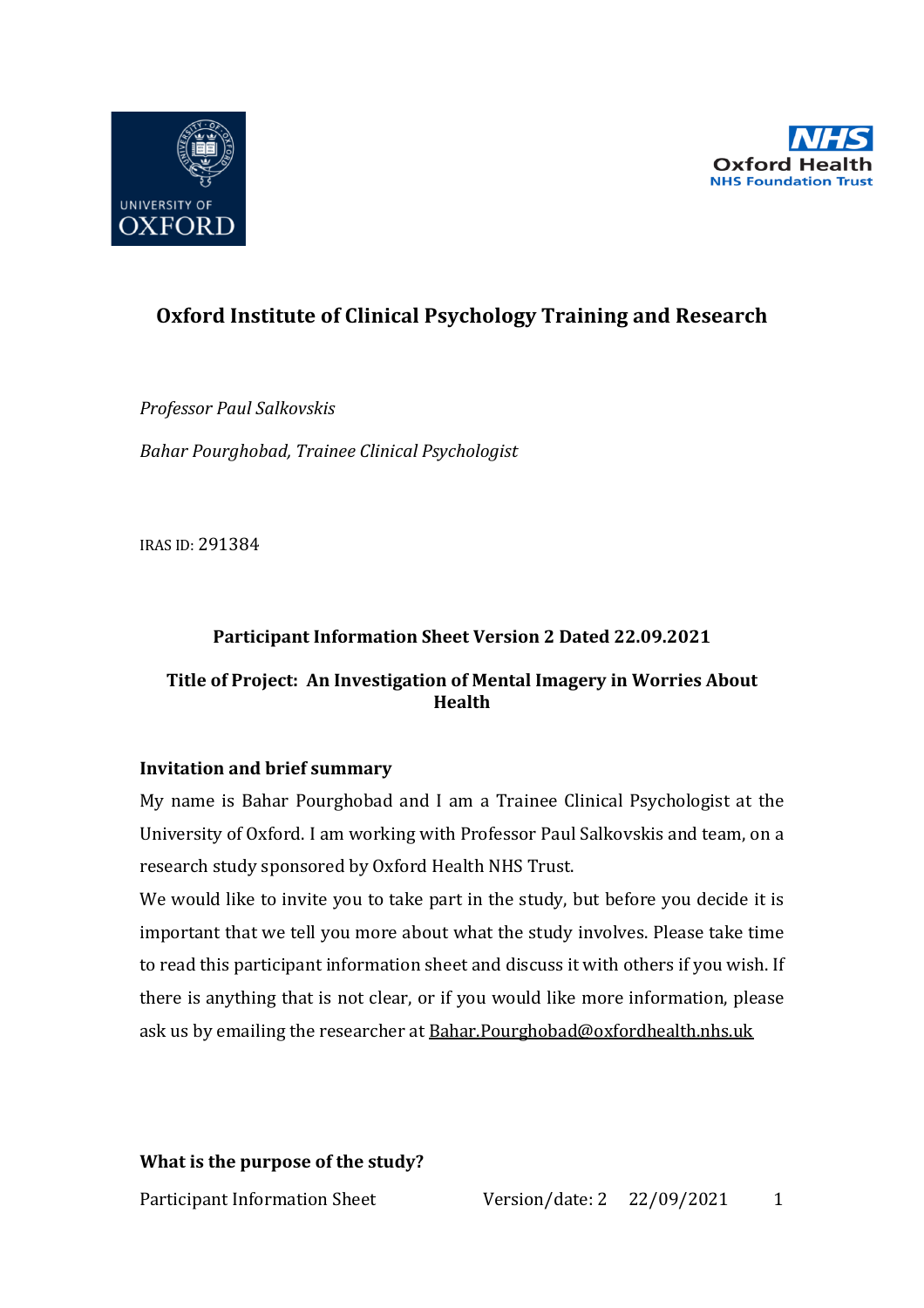# Oxford Institute of Clinical Psychology Training and Research

*Professor Paul Salkovskis*

*Bahar Pourghobad, Trainee Clinical Psychologist*

IRAS ID: 291384

**Participant Information Sheet Version 2 Dated 22.09.2021**

**Title of Project: An Investigation of Mental Imagery in Worries About Health**

### Invitation and brief summary

My name is Bahar Pourghobad and I am a Trainee Clinical Psychologist at the University of Oxford. I am working with Professor Paul Salkovskis and team, on a research study sponsored by Oxford Health NHS Trust.

We would like to invite you to take part in the study, but before you decide it is important that we tell you more about what the study involves. Please take time to read this participant information sheet and discuss it with others if you wish. If there is anything that is not clear, or if you would like more information, please ask us by emailing the researcher at Bahar.Pourghobad@oxfordhealth.nhs.uk

### What is the purpose of the study?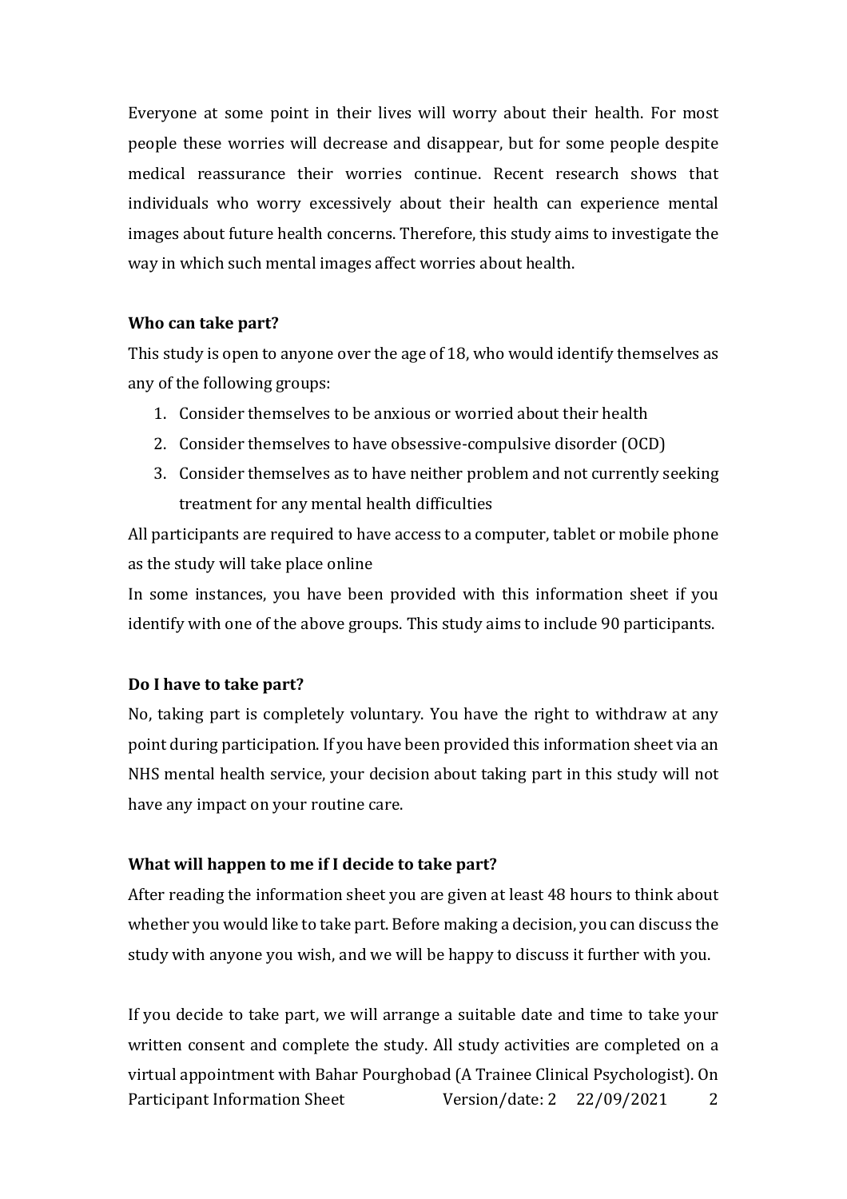Everyone at some point in their lives will worry about their health. For most people these worries will decrease and disappear, but for some people despite medical reassurance their worries continue. Recent research shows that individuals who worry excessively about their health can experience mental images about future health concerns. Therefore, this study aims to investigate the way in which such mental images affect worries about health.

**Who can take part?**

This study is open to anyone over the age of 18, who would identify themselves as any of the following groups:

1. Consider themselves to be anxious or worried about their health
2. Consider themselves to have obsessive-compulsive disorder (OCD)
3. Consider themselves as to have neither problem and not currently seeking treatment for any mental health difficulties

All participants are required to have access to a computer, tablet or mobile phone as the study will take place online

In some instances, you have been provided with this information sheet if you identify with one of the above groups. This study aims to include 90 participants.

**Do I have to take part?**

No, taking part is completely voluntary. You have the right to withdraw at any point during participation. If you have been provided this information sheet via an NHS mental health service, your decision about taking part in this study will not have any impact on your routine care.

**What will happen to me if I decide to take part?**

After reading the information sheet you are given at least 48 hours to think about whether you would like to take part. Before making a decision, you can discuss the study with anyone you wish, and we will be happy to discuss it further with you.

If you decide to take part, we will arrange a suitable date and time to take your written consent and complete the study. All study activities are completed on a virtual appointment with Bahar Pourghobad (A Trainee Clinical Psychologist). On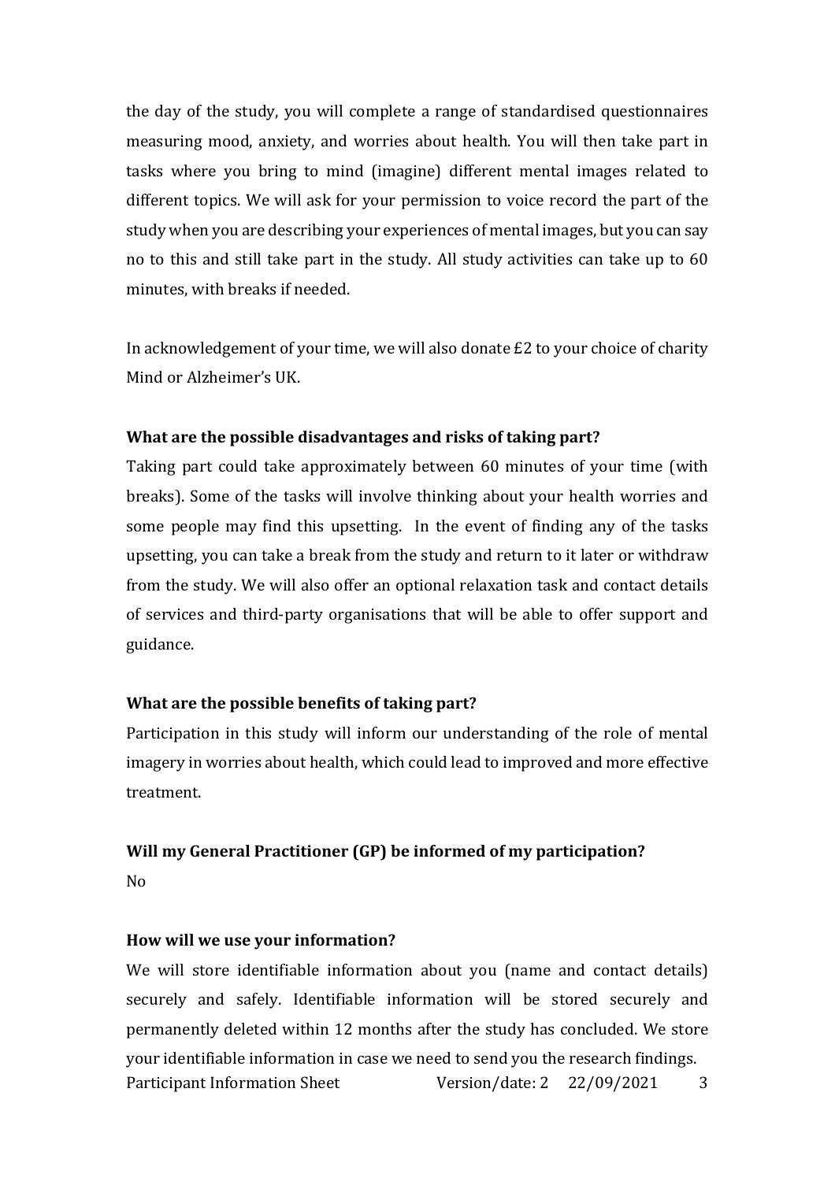the day of the study, you will complete a range of standardised questionnaires measuring mood, anxiety, and worries about health. You will then take part in tasks where you bring to mind (imagine) different mental images related to different topics. We will ask for your permission to voice record the part of the study when you are describing your experiences of mental images, but you can say no to this and still take part in the study. All study activities can take up to 60 minutes, with breaks if needed.

In acknowledgement of your time, we will also donate £2 to your choice of charity Mind or Alzheimer's UK.

**What are the possible disadvantages and risks of taking part?**

Taking part could take approximately between 60 minutes of your time (with breaks). Some of the tasks will involve thinking about your health worries and some people may find this upsetting. In the event of finding any of the tasks upsetting, you can take a break from the study and return to it later or withdraw from the study. We will also offer an optional relaxation task and contact details of services and third-party organisations that will be able to offer support and guidance.

**What are the possible benefits of taking part?**

Participation in this study will inform our understanding of the role of mental imagery in worries about health, which could lead to improved and more effective treatment.

**Will my General Practitioner (GP) be informed of my participation?**

No

**How will we use your information?**

We will store identifiable information about you (name and contact details) securely and safely. Identifiable information will be stored securely and permanently deleted within 12 months after the study has concluded. We store your identifiable information in case we need to send you the research findings.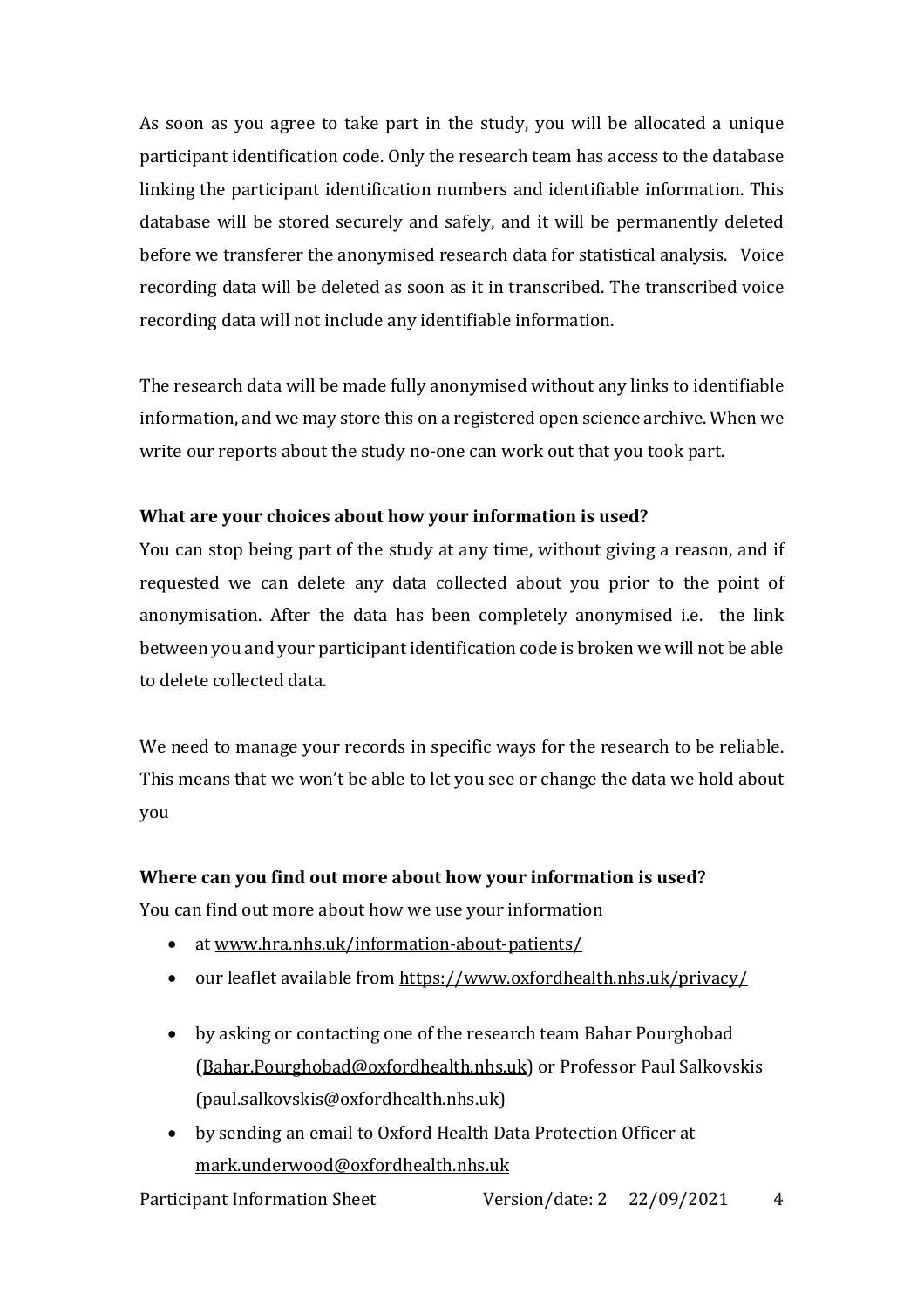As soon as you agree to take part in the study, you will be allocated a unique participant identification code. Only the research team has access to the database linking the participant identification numbers and identifiable information. This database will be stored securely and safely, and it will be permanently deleted before we transferer the anonymised research data for statistical analysis. Voice recording data will be deleted as soon as it in transcribed. The transcribed voice recording data will not include any identifiable information.

The research data will be made fully anonymised without any links to identifiable information, and we may store this on a registered open science archive. When we write our reports about the study no-one can work out that you took part.

**What are your choices about how your information is used?**

You can stop being part of the study at any time, without giving a reason, and if requested we can delete any data collected about you prior to the point of anonymisation. After the data has been completely anonymised i.e. the link between you and your participant identification code is broken we will not be able to delete collected data.

We need to manage your records in specific ways for the research to be reliable. This means that we won't be able to let you see or change the data we hold about you

**Where can you find out more about how your information is used?**

You can find out more about how we use your information

- at www.hra.nhs.uk/information-about-patients/
- our leaflet available from https://www.oxfordhealth.nhs.uk/privacy/
- by asking or contacting one of the research team Bahar Pourghobad (Bahar.Pourghobad@oxfordhealth.nhs.uk) or Professor Paul Salkovskis (paul.salkovskis@oxfordhealth.nhs.uk)
- by sending an email to Oxford Health Data Protection Officer at mark.underwood@oxfordhealth.nhs.uk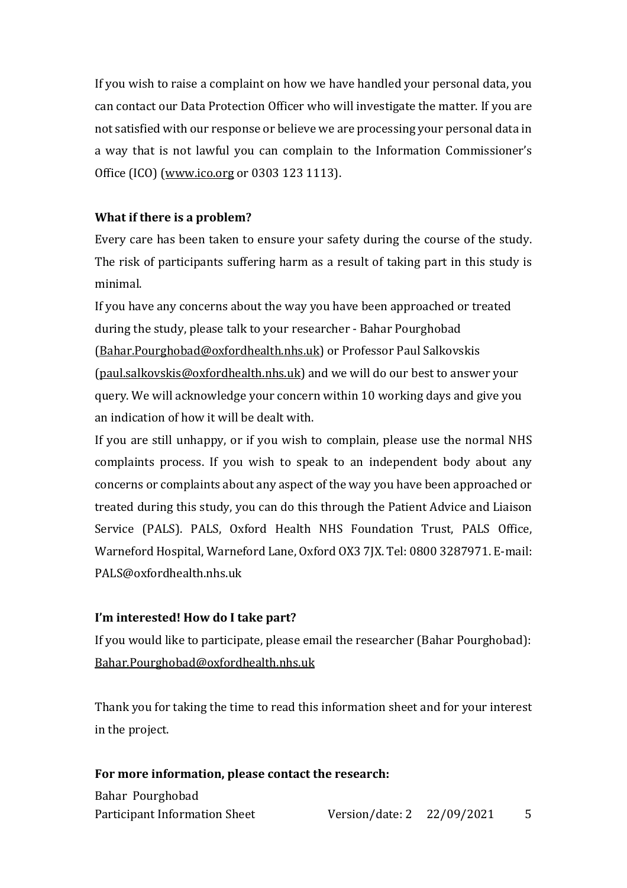If you wish to raise a complaint on how we have handled your personal data, you can contact our Data Protection Officer who will investigate the matter. If you are not satisfied with our response or believe we are processing your personal data in a way that is not lawful you can complain to the Information Commissioner's Office (ICO) (www.ico.org or 0303 123 1113).

**What if there is a problem?**

Every care has been taken to ensure your safety during the course of the study. The risk of participants suffering harm as a result of taking part in this study is minimal.

If you have any concerns about the way you have been approached or treated during the study, please talk to your researcher - Bahar Pourghobad (Bahar.Pourghobad@oxfordhealth.nhs.uk) or Professor Paul Salkovskis (paul.salkovskis@oxfordhealth.nhs.uk) and we will do our best to answer your query. We will acknowledge your concern within 10 working days and give you an indication of how it will be dealt with.

If you are still unhappy, or if you wish to complain, please use the normal NHS complaints process. If you wish to speak to an independent body about any concerns or complaints about any aspect of the way you have been approached or treated during this study, you can do this through the Patient Advice and Liaison Service (PALS). PALS, Oxford Health NHS Foundation Trust, PALS Office, Warneford Hospital, Warneford Lane, Oxford OX3 7JX. Tel: 0800 3287971. E-mail: PALS@oxfordhealth.nhs.uk

**I'm interested! How do I take part?**

If you would like to participate, please email the researcher (Bahar Pourghobad): Bahar.Pourghobad@oxfordhealth.nhs.uk

Thank you for taking the time to read this information sheet and for your interest in the project.

**For more information, please contact the research:**

Bahar Pourghobad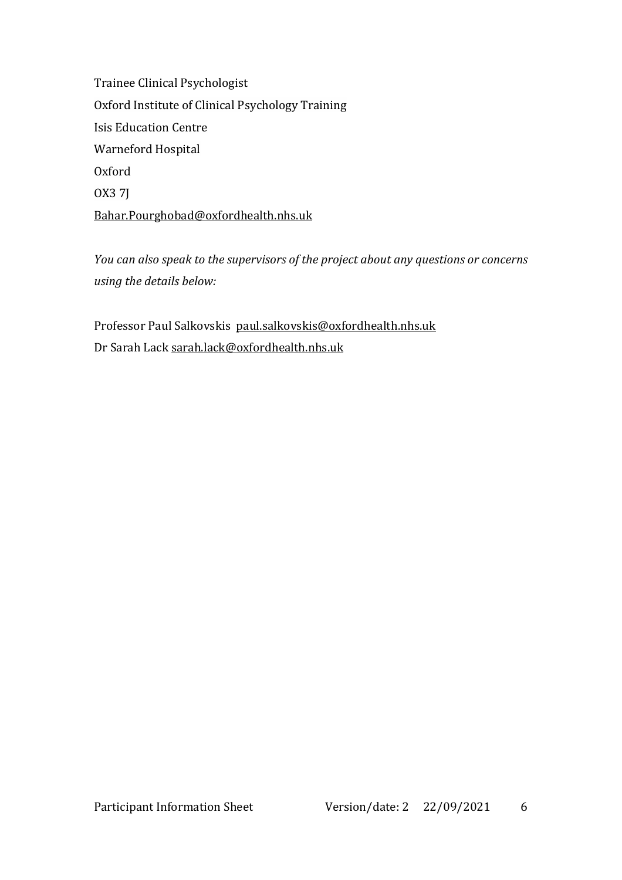Trainee Clinical Psychologist

Oxford Institute of Clinical Psychology Training

Isis Education Centre

Warneford Hospital

Oxford

OX3 7J

Bahar.Pourghobad@oxfordhealth.nhs.uk

*You can also speak to the supervisors of the project about any questions or concerns using the details below:*

Professor Paul Salkovskis paul.salkovskis@oxfordhealth.nhs.uk

Dr Sarah Lack sarah.lack@oxfordhealth.nhs.uk